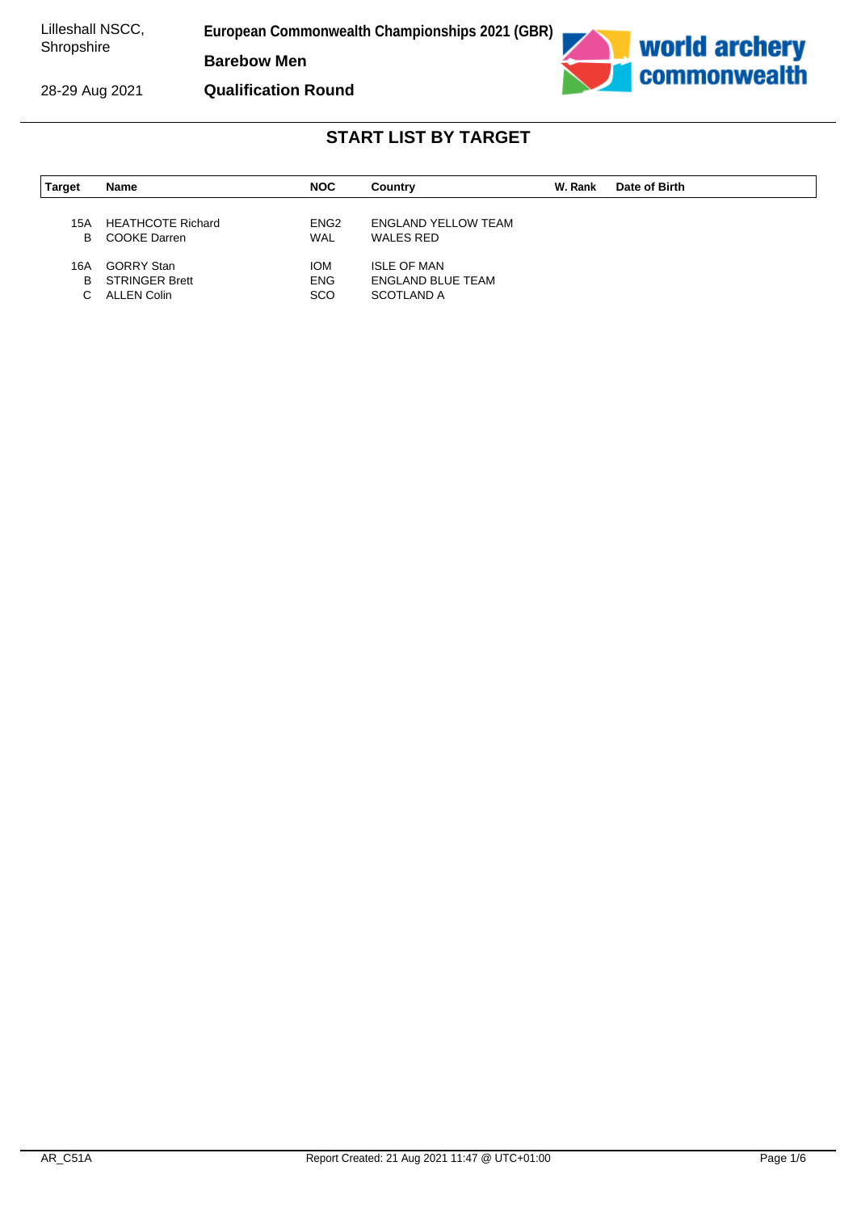Lilleshall NSCC, Shropshire

28-29 Aug 2021

**European Commonwealth Championships 2021 (GBR)**

**Barebow Men**

**Qualification Round**

## START LIST BY TARGET

| Target | Name | NOC | Country | W. Rank | Date of Birth |
|---|---|---|---|---|---|
| 15A | HEATHCOTE Richard | ENG2 | ENGLAND YELLOW TEAM | | |
| B | COOKE Darren | WAL | WALES RED | | |
| 16A | GORRY Stan | IOM | ISLE OF MAN | | |
| B | STRINGER Brett | ENG | ENGLAND BLUE TEAM | | |
| C | ALLEN Colin | SCO | SCOTLAND A | | |

AR_C51A

Report Created: 21 Aug 2021 11:47 @ UTC+01:00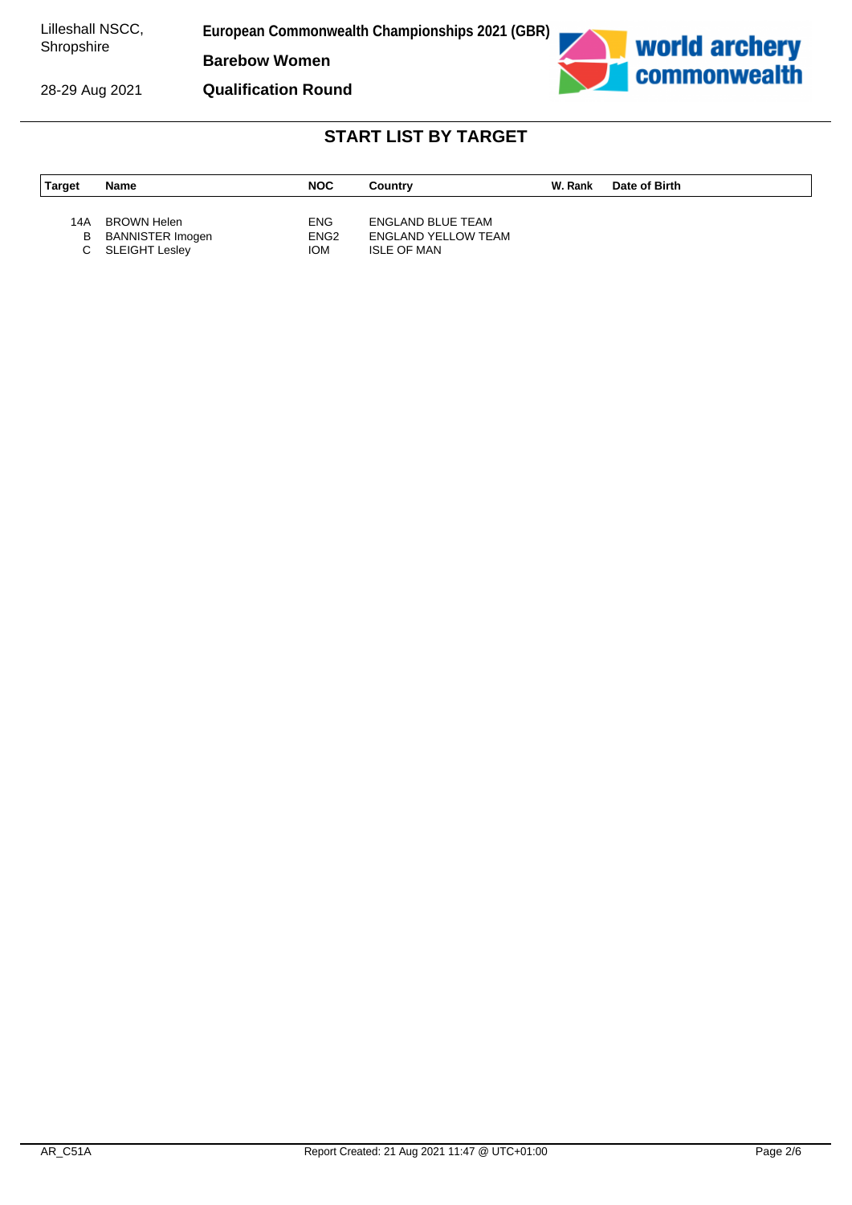Lilleshall NSCC, Shropshire

28-29 Aug 2021

**European Commonwealth Championships 2021 (GBR)**

**Barebow Women**

**Qualification Round**

## START LIST BY TARGET

| Target | Name | NOC | Country | W. Rank | Date of Birth |
|---|---|---|---|---|---|
| 14A | BROWN Helen | ENG | ENGLAND BLUE TEAM | | |
| B | BANNISTER Imogen | ENG2 | ENGLAND YELLOW TEAM | | |
| C | SLEIGHT Lesley | IOM | ISLE OF MAN | | |

AR_C51A

Report Created: 21 Aug 2021 11:47 @ UTC+01:00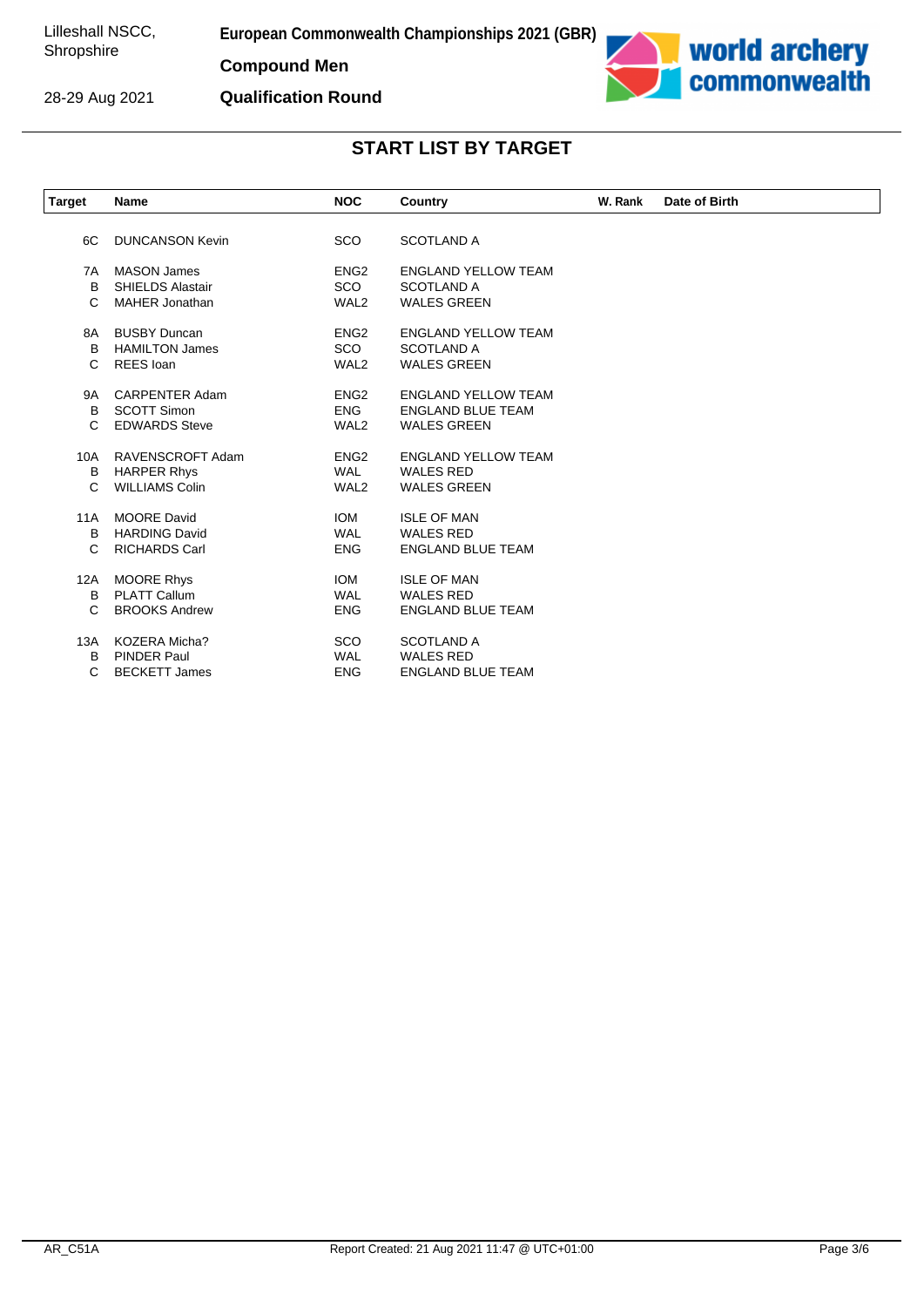Lilleshall NSCC, Shropshire

28-29 Aug 2021

**European Commonwealth Championships 2021 (GBR)**

**Compound Men**

**Qualification Round**

## START LIST BY TARGET

| Target | Name | NOC | Country | W. Rank | Date of Birth |
|---|---|---|---|---|---|
| 6C | DUNCANSON Kevin | SCO | SCOTLAND A | | |
| 7A | MASON James | ENG2 | ENGLAND YELLOW TEAM | | |
| B | SHIELDS Alastair | SCO | SCOTLAND A | | |
| C | MAHER Jonathan | WAL2 | WALES GREEN | | |
| 8A | BUSBY Duncan | ENG2 | ENGLAND YELLOW TEAM | | |
| B | HAMILTON James | SCO | SCOTLAND A | | |
| C | REES Ioan | WAL2 | WALES GREEN | | |
| 9A | CARPENTER Adam | ENG2 | ENGLAND YELLOW TEAM | | |
| B | SCOTT Simon | ENG | ENGLAND BLUE TEAM | | |
| C | EDWARDS Steve | WAL2 | WALES GREEN | | |
| 10A | RAVENSCROFT Adam | ENG2 | ENGLAND YELLOW TEAM | | |
| B | HARPER Rhys | WAL | WALES RED | | |
| C | WILLIAMS Colin | WAL2 | WALES GREEN | | |
| 11A | MOORE David | IOM | ISLE OF MAN | | |
| B | HARDING David | WAL | WALES RED | | |
| C | RICHARDS Carl | ENG | ENGLAND BLUE TEAM | | |
| 12A | MOORE Rhys | IOM | ISLE OF MAN | | |
| B | PLATT Callum | WAL | WALES RED | | |
| C | BROOKS Andrew | ENG | ENGLAND BLUE TEAM | | |
| 13A | KOZERA Micha? | SCO | SCOTLAND A | | |
| B | PINDER Paul | WAL | WALES RED | | |
| C | BECKETT James | ENG | ENGLAND BLUE TEAM | | |

AR_C51A Report Created: 21 Aug 2021 11:47 @ UTC+01:00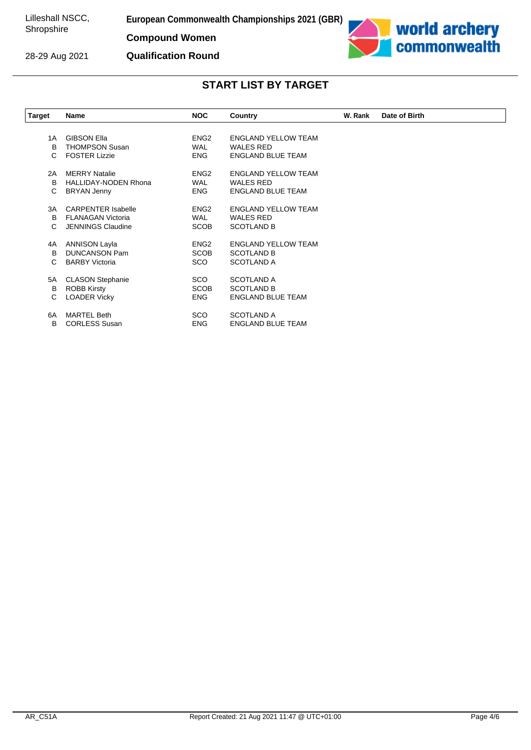European Commonwealth Championships 2021 (GBR)

Compound Women

Qualification Round

Lilleshall NSCC, Shropshire

28-29 Aug 2021

## START LIST BY TARGET

| Target | Name | NOC | Country | W. Rank | Date of Birth |
|---|---|---|---|---|---|
| 1A | GIBSON Ella | ENG2 | ENGLAND YELLOW TEAM | | |
| B | THOMPSON Susan | WAL | WALES RED | | |
| C | FOSTER Lizzie | ENG | ENGLAND BLUE TEAM | | |
| 2A | MERRY Natalie | ENG2 | ENGLAND YELLOW TEAM | | |
| B | HALLIDAY-NODEN Rhona | WAL | WALES RED | | |
| C | BRYAN Jenny | ENG | ENGLAND BLUE TEAM | | |
| 3A | CARPENTER Isabelle | ENG2 | ENGLAND YELLOW TEAM | | |
| B | FLANAGAN Victoria | WAL | WALES RED | | |
| C | JENNINGS Claudine | SCOB | SCOTLAND B | | |
| 4A | ANNISON Layla | ENG2 | ENGLAND YELLOW TEAM | | |
| B | DUNCANSON Pam | SCOB | SCOTLAND B | | |
| C | BARBY Victoria | SCO | SCOTLAND A | | |
| 5A | CLASON Stephanie | SCO | SCOTLAND A | | |
| B | ROBB Kirsty | SCOB | SCOTLAND B | | |
| C | LOADER Vicky | ENG | ENGLAND BLUE TEAM | | |
| 6A | MARTEL Beth | SCO | SCOTLAND A | | |
| B | CORLESS Susan | ENG | ENGLAND BLUE TEAM | | |

AR_C51A

Report Created: 21 Aug 2021 11:47 @ UTC+01:00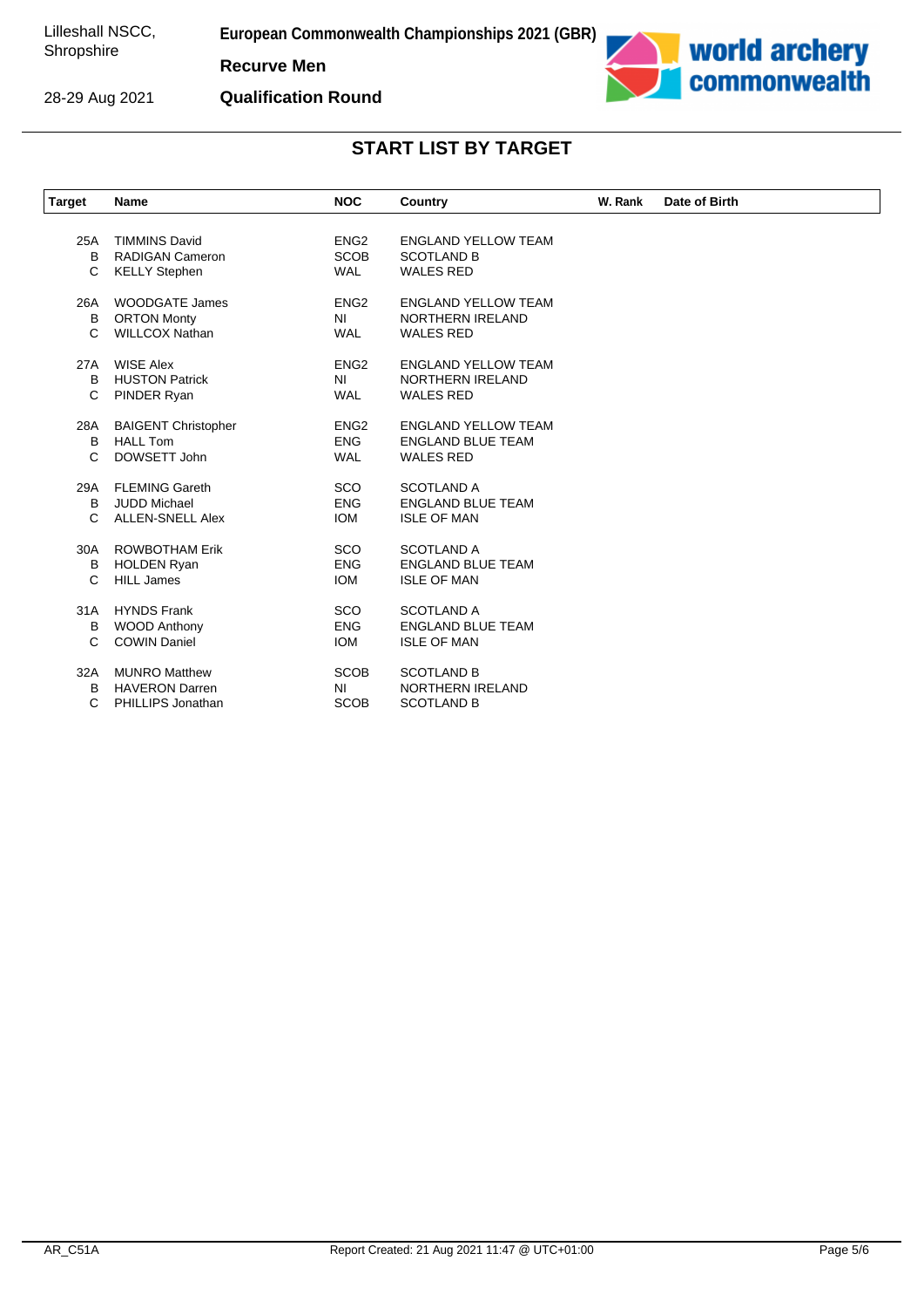European Commonwealth Championships 2021 (GBR)

**Recurve Men**

**Qualification Round**

## START LIST BY TARGET

| Target | Name | NOC | Country | W. Rank | Date of Birth |
|---|---|---|---|---|---|
| 25A | TIMMINS David | ENG2 | ENGLAND YELLOW TEAM | | |
| B | RADIGAN Cameron | SCOB | SCOTLAND B | | |
| C | KELLY Stephen | WAL | WALES RED | | |
| 26A | WOODGATE James | ENG2 | ENGLAND YELLOW TEAM | | |
| B | ORTON Monty | NI | NORTHERN IRELAND | | |
| C | WILLCOX Nathan | WAL | WALES RED | | |
| 27A | WISE Alex | ENG2 | ENGLAND YELLOW TEAM | | |
| B | HUSTON Patrick | NI | NORTHERN IRELAND | | |
| C | PINDER Ryan | WAL | WALES RED | | |
| 28A | BAIGENT Christopher | ENG2 | ENGLAND YELLOW TEAM | | |
| B | HALL Tom | ENG | ENGLAND BLUE TEAM | | |
| C | DOWSETT John | WAL | WALES RED | | |
| 29A | FLEMING Gareth | SCO | SCOTLAND A | | |
| B | JUDD Michael | ENG | ENGLAND BLUE TEAM | | |
| C | ALLEN-SNELL Alex | IOM | ISLE OF MAN | | |
| 30A | ROWBOTHAM Erik | SCO | SCOTLAND A | | |
| B | HOLDEN Ryan | ENG | ENGLAND BLUE TEAM | | |
| C | HILL James | IOM | ISLE OF MAN | | |
| 31A | HYNDS Frank | SCO | SCOTLAND A | | |
| B | WOOD Anthony | ENG | ENGLAND BLUE TEAM | | |
| C | COWIN Daniel | IOM | ISLE OF MAN | | |
| 32A | MUNRO Matthew | SCOB | SCOTLAND B | | |
| B | HAVERON Darren | NI | NORTHERN IRELAND | | |
| C | PHILLIPS Jonathan | SCOB | SCOTLAND B | | |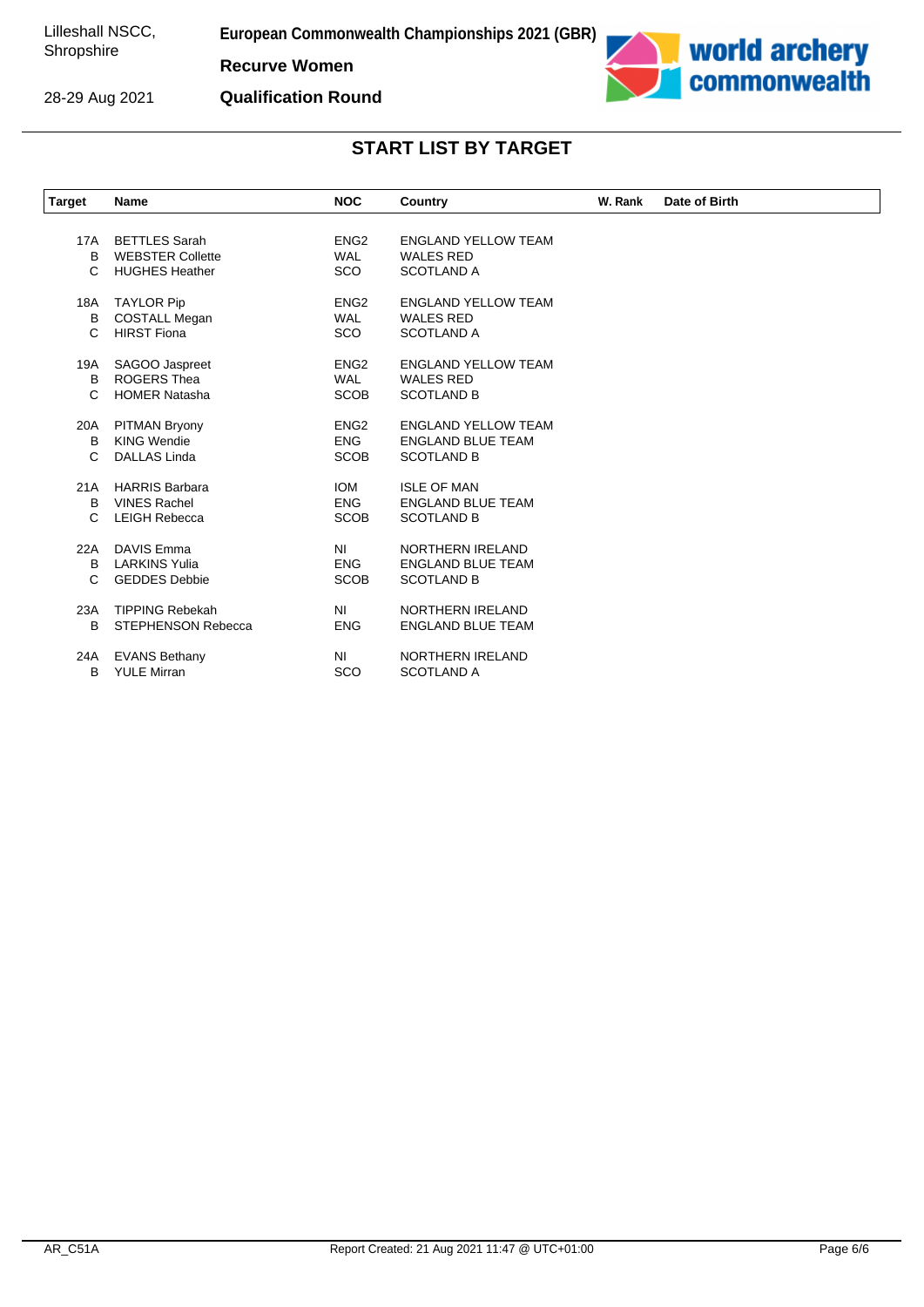## START LIST BY TARGET

| Target | Name | NOC | Country | W. Rank | Date of Birth |
|---|---|---|---|---|---|
| 17A | BETTLES Sarah | ENG2 | ENGLAND YELLOW TEAM | | |
| B | WEBSTER Collette | WAL | WALES RED | | |
| C | HUGHES Heather | SCO | SCOTLAND A | | |
| 18A | TAYLOR Pip | ENG2 | ENGLAND YELLOW TEAM | | |
| B | COSTALL Megan | WAL | WALES RED | | |
| C | HIRST Fiona | SCO | SCOTLAND A | | |
| 19A | SAGOO Jaspreet | ENG2 | ENGLAND YELLOW TEAM | | |
| B | ROGERS Thea | WAL | WALES RED | | |
| C | HOMER Natasha | SCOB | SCOTLAND B | | |
| 20A | PITMAN Bryony | ENG2 | ENGLAND YELLOW TEAM | | |
| B | KING Wendie | ENG | ENGLAND BLUE TEAM | | |
| C | DALLAS Linda | SCOB | SCOTLAND B | | |
| 21A | HARRIS Barbara | IOM | ISLE OF MAN | | |
| B | VINES Rachel | ENG | ENGLAND BLUE TEAM | | |
| C | LEIGH Rebecca | SCOB | SCOTLAND B | | |
| 22A | DAVIS Emma | NI | NORTHERN IRELAND | | |
| B | LARKINS Yulia | ENG | ENGLAND BLUE TEAM | | |
| C | GEDDES Debbie | SCOB | SCOTLAND B | | |
| 23A | TIPPING Rebekah | NI | NORTHERN IRELAND | | |
| B | STEPHENSON Rebecca | ENG | ENGLAND BLUE TEAM | | |
| 24A | EVANS Bethany | NI | NORTHERN IRELAND | | |
| B | YULE Mirran | SCO | SCOTLAND A | | |